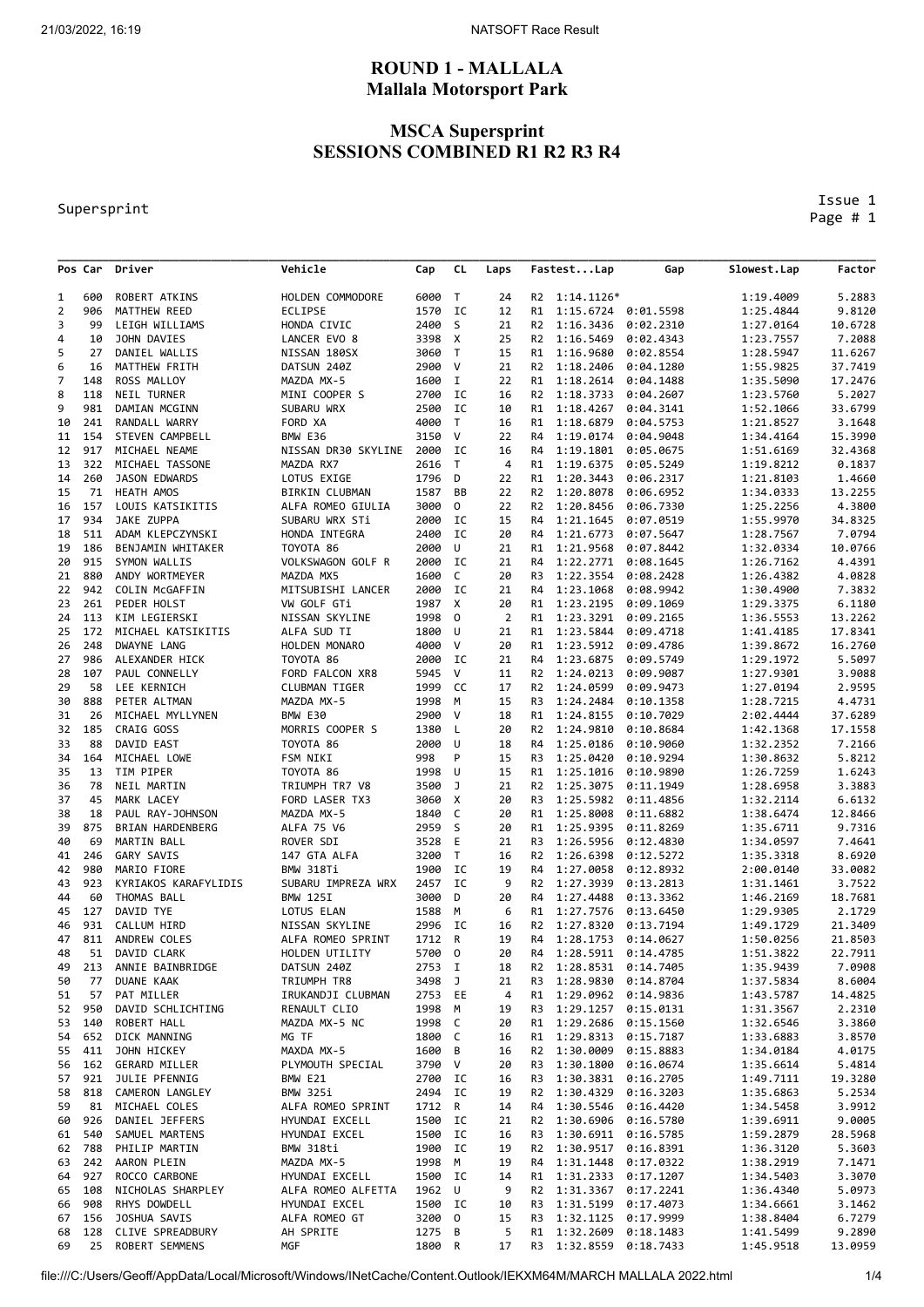# ROUND 1 - MALLALA
## Mallala Motorsport Park

## MSCA Supersprint
## SESSIONS COMBINED R1 R2 R3 R4

Supersprint

Issue 1

Page # 1

| Pos | Car | Driver | Vehicle | Cap | CL | Laps | Fastest...Lap | | Gap | Slowest.Lap | Factor |
|---|---|---|---|---|---|---|---|---|---|---|---|
| 1 | 600 | ROBERT ATKINS | HOLDEN COMMODORE | 6000 | T | 24 | R2 | 1:14.1126* | | 1:19.4009 | 5.2883 |
| 2 | 906 | MATTHEW REED | ECLIPSE | 1570 | IC | 12 | R1 | 1:15.6724 | 0:01.5598 | 1:25.4844 | 9.8120 |
| 3 | 99 | LEIGH WILLIAMS | HONDA CIVIC | 2400 | S | 21 | R2 | 1:16.3436 | 0:02.2310 | 1:27.0164 | 10.6728 |
| 4 | 10 | JOHN DAVIES | LANCER EVO 8 | 3398 | X | 25 | R2 | 1:16.5469 | 0:02.4343 | 1:23.7557 | 7.2088 |
| 5 | 27 | DANIEL WALLIS | NISSAN 180SX | 3060 | T | 15 | R1 | 1:16.9680 | 0:02.8554 | 1:28.5947 | 11.6267 |
| 6 | 16 | MATTHEW FRITH | DATSUN 240Z | 2900 | V | 21 | R2 | 1:18.2406 | 0:04.1280 | 1:55.9825 | 37.7419 |
| 7 | 148 | ROSS MALLOY | MAZDA MX-5 | 1600 | I | 22 | R1 | 1:18.2614 | 0:04.1488 | 1:35.5090 | 17.2476 |
| 8 | 118 | NEIL TURNER | MINI COOPER S | 2700 | IC | 16 | R2 | 1:18.3733 | 0:04.2607 | 1:23.5760 | 5.2027 |
| 9 | 981 | DAMIAN MCGINN | SUBARU WRX | 2500 | IC | 10 | R1 | 1:18.4267 | 0:04.3141 | 1:52.1066 | 33.6799 |
| 10 | 241 | RANDALL WARRY | FORD XA | 4000 | T | 16 | R1 | 1:18.6879 | 0:04.5753 | 1:21.8527 | 3.1648 |
| 11 | 154 | STEVEN CAMPBELL | BMW E36 | 3150 | V | 22 | R4 | 1:19.0174 | 0:04.9048 | 1:34.4164 | 15.3990 |
| 12 | 917 | MICHAEL NEAME | NISSAN DR30 SKYLINE | 2000 | IC | 16 | R4 | 1:19.1801 | 0:05.0675 | 1:51.6169 | 32.4368 |
| 13 | 322 | MICHAEL TASSONE | MAZDA RX7 | 2616 | T | 4 | R1 | 1:19.6375 | 0:05.5249 | 1:19.8212 | 0.1837 |
| 14 | 260 | JASON EDWARDS | LOTUS EXIGE | 1796 | D | 22 | R1 | 1:20.3443 | 0:06.2317 | 1:21.8103 | 1.4660 |
| 15 | 71 | HEATH AMOS | BIRKIN CLUBMAN | 1587 | BB | 22 | R2 | 1:20.8078 | 0:06.6952 | 1:34.0333 | 13.2255 |
| 16 | 157 | LOUIS KATSIKITIS | ALFA ROMEO GIULIA | 3000 | O | 22 | R2 | 1:20.8456 | 0:06.7330 | 1:25.2256 | 4.3800 |
| 17 | 934 | JAKE ZUPPA | SUBARU WRX STi | 2000 | IC | 15 | R4 | 1:21.1645 | 0:07.0519 | 1:55.9970 | 34.8325 |
| 18 | 511 | ADAM KLEPCZYNSKI | HONDA INTEGRA | 2400 | IC | 20 | R4 | 1:21.6773 | 0:07.5647 | 1:28.7567 | 7.0794 |
| 19 | 186 | BENJAMIN WHITAKER | TOYOTA 86 | 2000 | U | 21 | R1 | 1:21.9568 | 0:07.8442 | 1:32.0334 | 10.0766 |
| 20 | 915 | SYMON WALLIS | VOLKSWAGON GOLF R | 2000 | IC | 21 | R4 | 1:22.2771 | 0:08.1645 | 1:26.7162 | 4.4391 |
| 21 | 880 | ANDY WORTMEYER | MAZDA MX5 | 1600 | C | 20 | R3 | 1:22.3554 | 0:08.2428 | 1:26.4382 | 4.0828 |
| 22 | 942 | COLIN McGAFFIN | MITSUBISHI LANCER | 2000 | IC | 21 | R4 | 1:23.1068 | 0:08.9942 | 1:30.4900 | 7.3832 |
| 23 | 261 | PEDER HOLST | VW GOLF GTi | 1987 | X | 20 | R1 | 1:23.2195 | 0:09.1069 | 1:29.3375 | 6.1180 |
| 24 | 113 | KIM LEGIERSKI | NISSAN SKYLINE | 1998 | O | 2 | R1 | 1:23.3291 | 0:09.2165 | 1:36.5553 | 13.2262 |
| 25 | 172 | MICHAEL KATSIKITIS | ALFA SUD TI | 1800 | U | 21 | R1 | 1:23.5844 | 0:09.4718 | 1:41.4185 | 17.8341 |
| 26 | 248 | DWAYNE LANG | HOLDEN MONARO | 4000 | V | 20 | R1 | 1:23.5912 | 0:09.4786 | 1:39.8672 | 16.2760 |
| 27 | 986 | ALEXANDER HICK | TOYOTA 86 | 2000 | IC | 21 | R4 | 1:23.6875 | 0:09.5749 | 1:29.1972 | 5.5097 |
| 28 | 107 | PAUL CONNELLY | FORD FALCON XR8 | 5945 | V | 11 | R2 | 1:24.0213 | 0:09.9087 | 1:27.9301 | 3.9088 |
| 29 | 58 | LEE KERNICH | CLUBMAN TIGER | 1999 | CC | 17 | R2 | 1:24.0599 | 0:09.9473 | 1:27.0194 | 2.9595 |
| 30 | 888 | PETER ALTMAN | MAZDA MX-5 | 1998 | M | 15 | R3 | 1:24.2484 | 0:10.1358 | 1:28.7215 | 4.4731 |
| 31 | 26 | MICHAEL MYLLYNEN | BMW E30 | 2900 | V | 18 | R1 | 1:24.8155 | 0:10.7029 | 2:02.4444 | 37.6289 |
| 32 | 185 | CRAIG GOSS | MORRIS COOPER S | 1380 | L | 20 | R2 | 1:24.9810 | 0:10.8684 | 1:42.1368 | 17.1558 |
| 33 | 88 | DAVID EAST | TOYOTA 86 | 2000 | U | 18 | R4 | 1:25.0186 | 0:10.9060 | 1:32.2352 | 7.2166 |
| 34 | 164 | MICHAEL LOWE | FSM NIKI | 998 | P | 15 | R3 | 1:25.0420 | 0:10.9294 | 1:30.8632 | 5.8212 |
| 35 | 13 | TIM PIPER | TOYOTA 86 | 1998 | U | 15 | R1 | 1:25.1016 | 0:10.9890 | 1:26.7259 | 1.6243 |
| 36 | 78 | NEIL MARTIN | TRIUMPH TR7 V8 | 3500 | J | 21 | R2 | 1:25.3075 | 0:11.1949 | 1:28.6958 | 3.3883 |
| 37 | 45 | MARK LACEY | FORD LASER TX3 | 3060 | X | 20 | R3 | 1:25.5982 | 0:11.4856 | 1:32.2114 | 6.6132 |
| 38 | 18 | PAUL RAY-JOHNSON | MAZDA MX-5 | 1840 | C | 20 | R1 | 1:25.8008 | 0:11.6882 | 1:38.6474 | 12.8466 |
| 39 | 875 | BRIAN HARDENBERG | ALFA 75 V6 | 2959 | S | 20 | R1 | 1:25.9395 | 0:11.8269 | 1:35.6711 | 9.7316 |
| 40 | 69 | MARTIN BALL | ROVER SDI | 3528 | E | 21 | R3 | 1:26.5956 | 0:12.4830 | 1:34.0597 | 7.4641 |
| 41 | 246 | GARY SAVIS | 147 GTA ALFA | 3200 | T | 16 | R2 | 1:26.6398 | 0:12.5272 | 1:35.3318 | 8.6920 |
| 42 | 980 | MARIO FIORE | BMW 318Ti | 1900 | IC | 19 | R4 | 1:27.0058 | 0:12.8932 | 2:00.0140 | 33.0082 |
| 43 | 923 | KYRIAKOS KARAFYLIDIS | SUBARU IMPREZA WRX | 2457 | IC | 9 | R2 | 1:27.3939 | 0:13.2813 | 1:31.1461 | 3.7522 |
| 44 | 60 | THOMAS BALL | BMW 125I | 3000 | D | 20 | R4 | 1:27.4488 | 0:13.3362 | 1:46.2169 | 18.7681 |
| 45 | 127 | DAVID TYE | LOTUS ELAN | 1588 | M | 6 | R1 | 1:27.7576 | 0:13.6450 | 1:29.9305 | 2.1729 |
| 46 | 931 | CALLUM HIRD | NISSAN SKYLINE | 2996 | IC | 16 | R2 | 1:27.8320 | 0:13.7194 | 1:49.1729 | 21.3409 |
| 47 | 811 | ANDREW COLES | ALFA ROMEO SPRINT | 1712 | R | 19 | R4 | 1:28.1753 | 0:14.0627 | 1:50.0256 | 21.8503 |
| 48 | 51 | DAVID CLARK | HOLDEN UTILITY | 5700 | O | 20 | R4 | 1:28.5911 | 0:14.4785 | 1:51.3822 | 22.7911 |
| 49 | 213 | ANNIE BAINBRIDGE | DATSUN 240Z | 2753 | I | 18 | R2 | 1:28.8531 | 0:14.7405 | 1:35.9439 | 7.0908 |
| 50 | 77 | DUANE KAAK | TRIUMPH TR8 | 3498 | J | 21 | R3 | 1:28.9830 | 0:14.8704 | 1:37.5834 | 8.6004 |
| 51 | 57 | PAT MILLER | IRUKANDJI CLUBMAN | 2753 | EE | 4 | R1 | 1:29.0962 | 0:14.9836 | 1:43.5787 | 14.4825 |
| 52 | 950 | DAVID SCHLICHTING | RENAULT CLIO | 1998 | M | 19 | R3 | 1:29.1257 | 0:15.0131 | 1:31.3567 | 2.2310 |
| 53 | 140 | ROBERT HALL | MAZDA MX-5 NC | 1998 | C | 20 | R1 | 1:29.2686 | 0:15.1560 | 1:32.6546 | 3.3860 |
| 54 | 652 | DICK MANNING | MG TF | 1800 | C | 16 | R1 | 1:29.8313 | 0:15.7187 | 1:33.6883 | 3.8570 |
| 55 | 411 | JOHN HICKEY | MAXDA MX-5 | 1600 | B | 16 | R2 | 1:30.0009 | 0:15.8883 | 1:34.0184 | 4.0175 |
| 56 | 162 | GERARD MILLER | PLYMOUTH SPECIAL | 3790 | V | 20 | R3 | 1:30.1800 | 0:16.0674 | 1:35.6614 | 5.4814 |
| 57 | 921 | JULIE PFENNIG | BMW E21 | 2700 | IC | 16 | R3 | 1:30.3831 | 0:16.2705 | 1:49.7111 | 19.3280 |
| 58 | 818 | CAMERON LANGLEY | BMW 325i | 2494 | IC | 19 | R2 | 1:30.4329 | 0:16.3203 | 1:35.6863 | 5.2534 |
| 59 | 81 | MICHAEL COLES | ALFA ROMEO SPRINT | 1712 | R | 14 | R4 | 1:30.5546 | 0:16.4420 | 1:34.5458 | 3.9912 |
| 60 | 926 | DANIEL JEFFERS | HYUNDAI EXCELL | 1500 | IC | 21 | R2 | 1:30.6906 | 0:16.5780 | 1:39.6911 | 9.0005 |
| 61 | 540 | SAMUEL MARTENS | HYUNDAI EXCEL | 1500 | IC | 16 | R3 | 1:30.6911 | 0:16.5785 | 1:59.2879 | 28.5968 |
| 62 | 788 | PHILIP MARTIN | BMW 318ti | 1900 | IC | 19 | R2 | 1:30.9517 | 0:16.8391 | 1:36.3120 | 5.3603 |
| 63 | 242 | AARON PLEIN | MAZDA MX-5 | 1998 | M | 19 | R4 | 1:31.1448 | 0:17.0322 | 1:38.2919 | 7.1471 |
| 64 | 927 | ROCCO CARBONE | HYUNDAI EXCELL | 1500 | IC | 14 | R1 | 1:31.2333 | 0:17.1207 | 1:34.5403 | 3.3070 |
| 65 | 108 | NICHOLAS SHARPLEY | ALFA ROMEO ALFETTA | 1962 | U | 9 | R2 | 1:31.3367 | 0:17.2241 | 1:36.4340 | 5.0973 |
| 66 | 908 | RHYS DOWDELL | HYUNDAI EXCEL | 1500 | IC | 10 | R3 | 1:31.5199 | 0:17.4073 | 1:34.6661 | 3.1462 |
| 67 | 156 | JOSHUA SAVIS | ALFA ROMEO GT | 3200 | O | 15 | R3 | 1:32.1125 | 0:17.9999 | 1:38.8404 | 6.7279 |
| 68 | 128 | CLIVE SPREADBURY | AH SPRITE | 1275 | B | 5 | R1 | 1:32.2609 | 0:18.1483 | 1:41.5499 | 9.2890 |
| 69 | 25 | ROBERT SEMMENS | MGF | 1800 | R | 17 | R3 | 1:32.8559 | 0:18.7433 | 1:45.9518 | 13.0959 |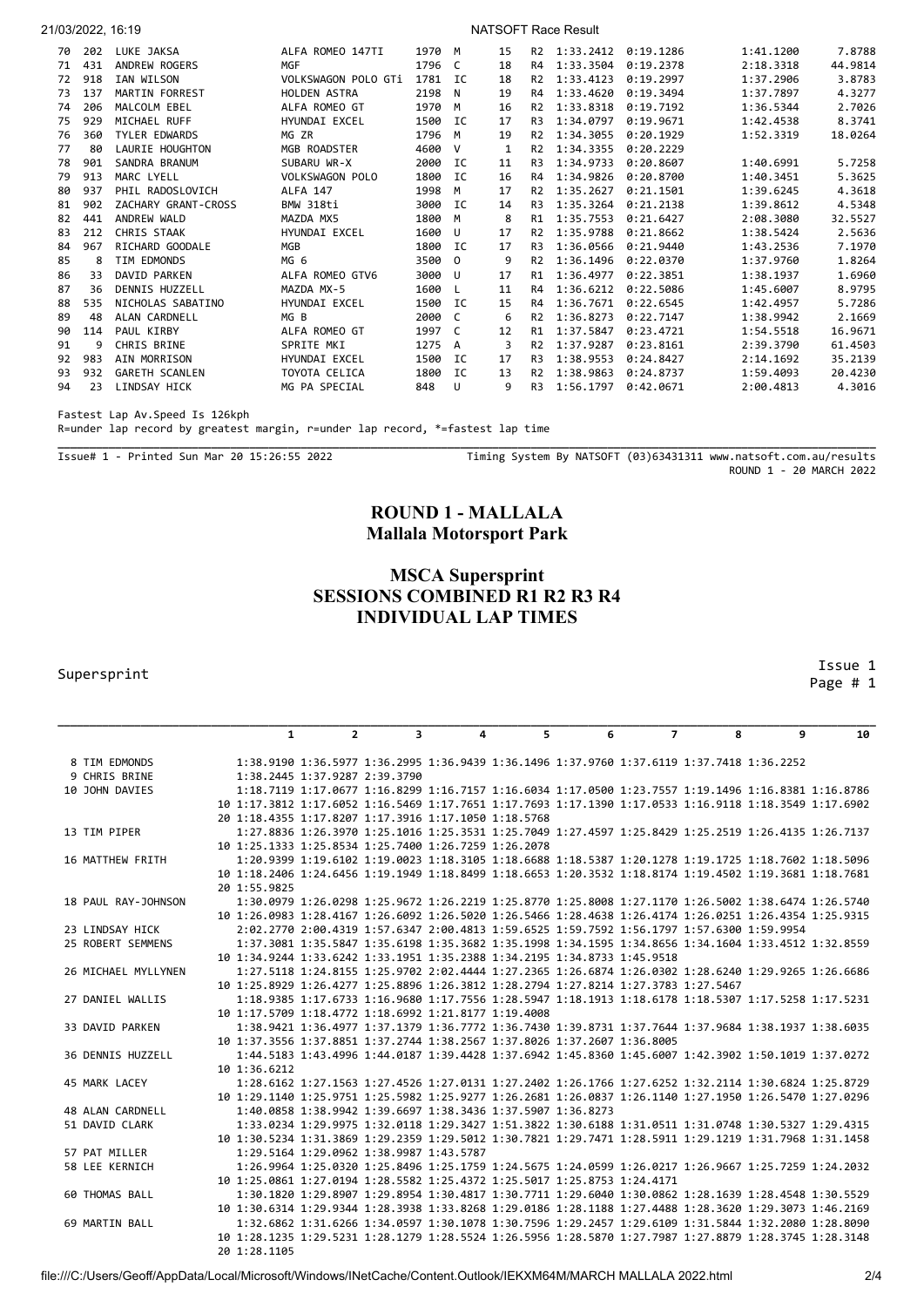| Pos | No | Name | Car | CC | Class | Laps | Sess | Best | Diff | Prev Best | Improvement |
|---|---|---|---|---|---|---|---|---|---|---|---|
| 70 | 202 | LUKE JAKSA | ALFA ROMEO 147TI | 1970 | M | 15 | R2 | 1:33.2412 | 0:19.1286 | 1:41.1200 | 7.8788 |
| 71 | 431 | ANDREW ROGERS | MGF | 1796 | C | 18 | R4 | 1:33.3504 | 0:19.2378 | 2:18.3318 | 44.9814 |
| 72 | 918 | IAN WILSON | VOLKSWAGON POLO GTi | 1781 | IC | 18 | R2 | 1:33.4123 | 0:19.2997 | 1:37.2906 | 3.8783 |
| 73 | 137 | MARTIN FORREST | HOLDEN ASTRA | 2198 | N | 19 | R4 | 1:33.4620 | 0:19.3494 | 1:37.7897 | 4.3277 |
| 74 | 206 | MALCOLM EBEL | ALFA ROMEO GT | 1970 | M | 16 | R2 | 1:33.8318 | 0:19.7192 | 1:36.5344 | 2.7026 |
| 75 | 929 | MICHAEL RUFF | HYUNDAI EXCEL | 1500 | IC | 17 | R3 | 1:34.0797 | 0:19.9671 | 1:42.4538 | 8.3741 |
| 76 | 360 | TYLER EDWARDS | MG ZR | 1796 | M | 19 | R2 | 1:34.3055 | 0:20.1929 | 1:52.3319 | 18.0264 |
| 77 | 80 | LAURIE HOUGHTON | MGB ROADSTER | 4600 | V | 1 | R2 | 1:34.3355 | 0:20.2229 | | |
| 78 | 901 | SANDRA BRANUM | SUBARU WR-X | 2000 | IC | 11 | R3 | 1:34.9733 | 0:20.8607 | 1:40.6991 | 5.7258 |
| 79 | 913 | MARC LYELL | VOLKSWAGON POLO | 1800 | IC | 16 | R4 | 1:34.9826 | 0:20.8700 | 1:40.3451 | 5.3625 |
| 80 | 937 | PHIL RADOSLOVICH | ALFA 147 | 1998 | M | 17 | R2 | 1:35.2627 | 0:21.1501 | 1:39.6245 | 4.3618 |
| 81 | 902 | ZACHARY GRANT-CROSS | BMW 318ti | 3000 | IC | 14 | R3 | 1:35.3264 | 0:21.2138 | 1:39.8612 | 4.5348 |
| 82 | 441 | ANDREW WALD | MAZDA MX5 | 1800 | M | 8 | R1 | 1:35.7553 | 0:21.6427 | 2:08.3080 | 32.5527 |
| 83 | 212 | CHRIS STAAK | HYUNDAI EXCEL | 1600 | U | 17 | R2 | 1:35.9788 | 0:21.8662 | 1:38.5424 | 2.5636 |
| 84 | 967 | RICHARD GOODALE | MGB | 1800 | IC | 17 | R3 | 1:36.0566 | 0:21.9440 | 1:43.2536 | 7.1970 |
| 85 | 8 | TIM EDMONDS | MG 6 | 3500 | O | 9 | R2 | 1:36.1496 | 0:22.0370 | 1:37.9760 | 1.8264 |
| 86 | 33 | DAVID PARKEN | ALFA ROMEO GTV6 | 3000 | U | 17 | R1 | 1:36.4977 | 0:22.3851 | 1:38.1937 | 1.6960 |
| 87 | 36 | DENNIS HUZZELL | MAZDA MX-5 | 1600 | L | 11 | R4 | 1:36.6212 | 0:22.5086 | 1:45.6007 | 8.9795 |
| 88 | 535 | NICHOLAS SABATINO | HYUNDAI EXCEL | 1500 | IC | 15 | R4 | 1:36.7671 | 0:22.6545 | 1:42.4957 | 5.7286 |
| 89 | 48 | ALAN CARDNELL | MG B | 2000 | C | 6 | R2 | 1:36.8273 | 0:22.7147 | 1:38.9942 | 2.1669 |
| 90 | 114 | PAUL KIRBY | ALFA ROMEO GT | 1997 | C | 12 | R1 | 1:37.5847 | 0:23.4721 | 1:54.5518 | 16.9671 |
| 91 | 9 | CHRIS BRINE | SPRITE MKI | 1275 | A | 3 | R2 | 1:37.9287 | 0:23.8161 | 2:39.3790 | 61.4503 |
| 92 | 983 | AIN MORRISON | HYUNDAI EXCEL | 1500 | IC | 17 | R3 | 1:38.9553 | 0:24.8427 | 2:14.1692 | 35.2139 |
| 93 | 932 | GARETH SCANLEN | TOYOTA CELICA | 1800 | IC | 13 | R2 | 1:38.9863 | 0:24.8737 | 1:59.4093 | 20.4230 |
| 94 | 23 | LINDSAY HICK | MG PA SPECIAL | 848 | U | 9 | R3 | 1:56.1797 | 0:42.0671 | 2:00.4813 | 4.3016 |

Fastest Lap Av.Speed Is 126kph

R=under lap record by greatest margin, r=under lap record, *=fastest lap time

Issue# 1 - Printed Sun Mar 20 15:26:55 2022 — Timing System By NATSOFT (03)63431311 www.natsoft.com.au/results — ROUND 1 - 20 MARCH 2022

# ROUND 1 - MALLALA
## Mallala Motorsport Park

## MSCA Supersprint
## SESSIONS COMBINED R1 R2 R3 R4
## INDIVIDUAL LAP TIMES

Supersprint — Issue 1, Page # 1

| Driver | | 1 | 2 | 3 | 4 | 5 | 6 | 7 | 8 | 9 | 10 |
|---|---|---|---|---|---|---|---|---|---|---|---|
| 8 TIM EDMONDS | | 1:38.9190 | 1:36.5977 | 1:36.2995 | 1:36.9439 | 1:36.1496 | 1:37.9760 | 1:37.6119 | 1:37.7418 | 1:36.2252 | |
| 9 CHRIS BRINE | | 1:38.2445 | 1:37.9287 | 2:39.3790 | | | | | | | |
| 10 JOHN DAVIES | | 1:18.7119 | 1:17.0677 | 1:16.8299 | 1:16.7157 | 1:16.6034 | 1:17.0500 | 1:23.7557 | 1:19.1496 | 1:16.8381 | 1:16.8786 |
| | 10 | 1:17.3812 | 1:17.6052 | 1:16.5469 | 1:17.7651 | 1:17.7693 | 1:17.1390 | 1:17.0533 | 1:16.9118 | 1:18.3549 | 1:17.6902 |
| | 20 | 1:18.4355 | 1:17.8207 | 1:17.3916 | 1:17.1050 | 1:18.5768 | | | | | |
| 13 TIM PIPER | | 1:27.8836 | 1:26.3970 | 1:25.1016 | 1:25.3531 | 1:25.7049 | 1:27.4597 | 1:25.8429 | 1:25.2519 | 1:26.4135 | 1:26.7137 |
| | 10 | 1:25.1333 | 1:25.8534 | 1:25.7400 | 1:26.7259 | 1:26.2078 | | | | | |
| 16 MATTHEW FRITH | | 1:20.9399 | 1:19.6102 | 1:19.0023 | 1:18.3105 | 1:18.6688 | 1:18.5387 | 1:20.1278 | 1:19.1725 | 1:18.7602 | 1:18.5096 |
| | 10 | 1:18.2406 | 1:24.6456 | 1:19.1949 | 1:18.8499 | 1:18.6653 | 1:20.3532 | 1:18.8174 | 1:19.4502 | 1:19.3681 | 1:18.7681 |
| | 20 | 1:55.9825 | | | | | | | | | |
| 18 PAUL RAY-JOHNSON | | 1:30.0979 | 1:26.0298 | 1:25.9672 | 1:26.2219 | 1:25.8770 | 1:25.8008 | 1:27.1170 | 1:26.5002 | 1:38.6474 | 1:26.5740 |
| | 10 | 1:26.0983 | 1:28.4167 | 1:26.6092 | 1:26.5020 | 1:26.5466 | 1:28.4638 | 1:26.4174 | 1:26.0251 | 1:26.4354 | 1:25.9315 |
| 23 LINDSAY HICK | | 2:02.2770 | 2:00.4319 | 1:57.6347 | 2:00.4813 | 1:59.6525 | 1:59.7592 | 1:56.1797 | 1:57.6300 | 1:59.9954 | |
| 25 ROBERT SEMMENS | | 1:37.3081 | 1:35.5847 | 1:35.6198 | 1:35.3682 | 1:35.1998 | 1:34.1595 | 1:34.8656 | 1:34.1604 | 1:33.4512 | 1:32.8559 |
| | 10 | 1:34.9244 | 1:33.6242 | 1:33.1951 | 1:35.2388 | 1:34.2195 | 1:34.8733 | 1:45.9518 | | | |
| 26 MICHAEL MYLLYNEN | | 1:27.5118 | 1:24.8155 | 1:25.9702 | 2:02.4444 | 1:27.2365 | 1:26.6874 | 1:26.0302 | 1:28.6240 | 1:29.9265 | 1:26.6686 |
| | 10 | 1:25.8929 | 1:26.4277 | 1:25.8896 | 1:26.3812 | 1:28.2794 | 1:27.8214 | 1:27.3783 | 1:27.5467 | | |
| 27 DANIEL WALLIS | | 1:18.9385 | 1:17.6733 | 1:16.9680 | 1:17.7556 | 1:28.5947 | 1:18.1913 | 1:18.6178 | 1:18.5307 | 1:17.5258 | 1:17.5231 |
| | 10 | 1:17.5709 | 1:18.4772 | 1:18.6992 | 1:21.8177 | 1:19.4008 | | | | | |
| 33 DAVID PARKEN | | 1:38.9421 | 1:36.4977 | 1:37.1379 | 1:36.7772 | 1:36.7430 | 1:39.8731 | 1:37.7644 | 1:37.9684 | 1:38.1937 | 1:38.6035 |
| | 10 | 1:37.3556 | 1:37.8851 | 1:37.2744 | 1:38.2567 | 1:37.8026 | 1:37.2607 | 1:36.8005 | | | |
| 36 DENNIS HUZZELL | | 1:44.5183 | 1:43.4996 | 1:44.0187 | 1:39.4428 | 1:37.6942 | 1:45.8360 | 1:45.6007 | 1:42.3902 | 1:50.1019 | 1:37.0272 |
| | 10 | 1:36.6212 | | | | | | | | | |
| 45 MARK LACEY | | 1:28.6162 | 1:27.1563 | 1:27.4526 | 1:27.0131 | 1:27.2402 | 1:26.1766 | 1:27.6252 | 1:32.2114 | 1:30.6824 | 1:25.8729 |
| | 10 | 1:29.1140 | 1:25.9751 | 1:25.5982 | 1:25.9277 | 1:26.2681 | 1:26.0837 | 1:26.1140 | 1:27.1950 | 1:26.5470 | 1:27.0296 |
| 48 ALAN CARDNELL | | 1:40.0858 | 1:38.9942 | 1:39.6697 | 1:38.3436 | 1:37.5907 | 1:36.8273 | | | | |
| 51 DAVID CLARK | | 1:33.0234 | 1:29.9975 | 1:32.0118 | 1:29.3427 | 1:51.3822 | 1:30.6188 | 1:31.0511 | 1:31.0748 | 1:30.5327 | 1:29.4315 |
| | 10 | 1:30.5234 | 1:31.3869 | 1:29.2359 | 1:29.5012 | 1:30.7821 | 1:29.7471 | 1:28.5911 | 1:29.1219 | 1:31.7968 | 1:31.1458 |
| 57 PAT MILLER | | 1:29.5164 | 1:29.0962 | 1:38.9987 | 1:43.5787 | | | | | | |
| 58 LEE KERNICH | | 1:26.9964 | 1:25.0320 | 1:25.8496 | 1:25.1759 | 1:24.5675 | 1:24.0599 | 1:26.0217 | 1:26.9667 | 1:25.7259 | 1:24.2032 |
| | 10 | 1:25.0861 | 1:27.0194 | 1:28.5582 | 1:25.4372 | 1:25.5017 | 1:25.8753 | 1:24.4171 | | | |
| 60 THOMAS BALL | | 1:30.1820 | 1:29.8907 | 1:29.8954 | 1:30.4817 | 1:30.7711 | 1:29.6040 | 1:30.0862 | 1:28.1639 | 1:28.4548 | 1:30.5529 |
| | 10 | 1:30.6314 | 1:29.9344 | 1:28.3938 | 1:33.8268 | 1:29.0186 | 1:28.1188 | 1:27.4488 | 1:28.3620 | 1:29.3073 | 1:46.2169 |
| 69 MARTIN BALL | | 1:32.6862 | 1:31.6266 | 1:34.0597 | 1:30.1078 | 1:30.7596 | 1:29.2457 | 1:29.6109 | 1:31.5844 | 1:32.2080 | 1:28.8090 |
| | 10 | 1:28.1235 | 1:29.5231 | 1:28.1279 | 1:28.5524 | 1:26.5956 | 1:28.5870 | 1:27.7987 | 1:27.8879 | 1:28.3745 | 1:28.3148 |
| | 20 | 1:28.1105 | | | | | | | | | |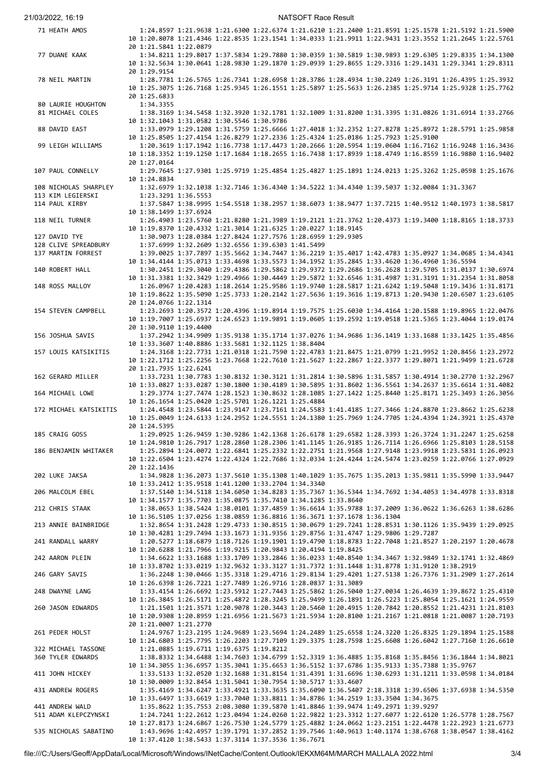```
 71 HEATH AMOS              1:24.8597 1:21.9638 1:21.6300 1:22.6374 1:21.6210 1:21.2400 1:21.8591 1:25.1578 1:21.5192 1:21.5900
                         10 1:20.8078 1:21.4346 1:22.8535 1:23.1541 1:34.0333 1:21.9911 1:22.9431 1:23.3552 1:21.2645 1:22.5761
                         20 1:21.5841 1:22.0879
 77 DUANE KAAK              1:34.8211 1:29.8017 1:37.5834 1:29.7880 1:30.0359 1:30.5819 1:30.9893 1:29.6305 1:29.8335 1:34.1300
                         10 1:32.5634 1:30.0641 1:28.9830 1:29.1870 1:29.0939 1:29.8655 1:29.3316 1:29.1431 1:29.3341 1:29.8311
                         20 1:29.9154
 78 NEIL MARTIN             1:28.7781 1:26.5765 1:26.7341 1:28.6958 1:28.3786 1:28.4934 1:30.2249 1:26.3191 1:26.4395 1:25.3932
                         10 1:25.3075 1:26.7168 1:25.9345 1:26.1551 1:25.5897 1:25.5633 1:26.2385 1:25.9714 1:25.9328 1:25.7762
                         20 1:25.6833
 80 LAURIE HOUGHTON         1:34.3355
 81 MICHAEL COLES           1:38.3169 1:34.5458 1:32.3920 1:32.1781 1:32.1009 1:31.8200 1:31.3395 1:31.0826 1:31.6914 1:33.2766
                         10 1:32.1043 1:31.0582 1:30.5546 1:30.9786
 88 DAVID EAST              1:33.0979 1:29.1208 1:31.5759 1:25.6666 1:27.4018 1:32.2352 1:27.8278 1:25.8972 1:28.5791 1:25.9858
                         10 1:25.8505 1:27.4154 1:26.8279 1:27.2336 1:25.4324 1:25.0186 1:25.7923 1:25.9100
 99 LEIGH WILLIAMS          1:20.3619 1:17.1942 1:16.7738 1:17.4473 1:20.2666 1:20.5954 1:19.0604 1:16.7162 1:16.9248 1:16.3436
                         10 1:18.3352 1:19.1250 1:17.1684 1:18.2655 1:16.7438 1:17.8939 1:18.4749 1:16.8559 1:16.9880 1:16.9402
                         20 1:27.0164
107 PAUL CONNELLY           1:29.7645 1:27.9301 1:25.9719 1:25.4854 1:25.4827 1:25.1891 1:24.0213 1:25.3262 1:25.0598 1:25.1676
                         10 1:24.8834
108 NICHOLAS SHARPLEY       1:32.6979 1:32.1038 1:32.7146 1:36.4340 1:34.5222 1:34.4340 1:39.5037 1:32.0084 1:31.3367
113 KIM LEGIERSKI           1:23.3291 1:36.5553
114 PAUL KIRBY              1:37.5847 1:38.9995 1:54.5518 1:38.2957 1:38.6073 1:38.9477 1:37.7215 1:40.9512 1:40.1973 1:38.5817
                         10 1:38.1499 1:37.6924
118 NEIL TURNER             1:26.4903 1:23.5760 1:21.8280 1:21.3989 1:19.2121 1:21.3762 1:20.4373 1:19.3400 1:18.8165 1:18.3733
                         10 1:19.8370 1:20.4332 1:21.3014 1:21.6325 1:20.0227 1:18.9145
127 DAVID TYE               1:30.9073 1:28.0384 1:27.8424 1:27.7576 1:28.6959 1:29.9305
128 CLIVE SPREADBURY        1:37.6999 1:32.2609 1:32.6556 1:39.6303 1:41.5499
137 MARTIN FORREST          1:39.0025 1:37.7897 1:35.5662 1:34.7447 1:36.2219 1:35.4017 1:42.4783 1:35.0927 1:34.0685 1:34.4341
                         10 1:34.4144 1:35.0713 1:33.4698 1:33.5573 1:34.1952 1:35.2845 1:33.4620 1:36.4960 1:36.5594
140 ROBERT HALL             1:30.2451 1:29.3040 1:29.4386 1:29.5862 1:29.9372 1:29.2686 1:36.2628 1:29.5705 1:31.0137 1:30.6974
                         10 1:31.3381 1:32.3429 1:29.4966 1:30.4449 1:29.5872 1:32.6546 1:31.4987 1:31.3191 1:31.2354 1:31.8058
148 ROSS MALLOY             1:26.0967 1:20.4283 1:18.2614 1:25.9586 1:19.9740 1:28.5817 1:21.6242 1:19.5048 1:19.3436 1:31.8171
                         10 1:19.8622 1:35.5090 1:25.3733 1:20.2142 1:27.5636 1:19.3616 1:19.8713 1:20.9430 1:20.6507 1:23.6105
                         20 1:24.0766 1:22.1314
154 STEVEN CAMPBELL         1:23.2693 1:20.3572 1:20.4396 1:19.8914 1:19.7575 1:25.6030 1:34.4164 1:20.1588 1:19.8965 1:22.0476
                         10 1:19.7007 1:25.6937 1:24.6523 1:19.9891 1:19.0605 1:19.2592 1:19.0518 1:21.5365 1:23.4044 1:19.0174
                         20 1:30.9110 1:19.4400
156 JOSHUA SAVIS            1:37.2942 1:34.9909 1:35.9138 1:35.1714 1:37.0276 1:34.9686 1:36.1419 1:33.1688 1:33.1425 1:35.4856
                         10 1:33.3607 1:40.8886 1:33.5681 1:32.1125 1:38.8404
157 LOUIS KATSIKITIS        1:24.3168 1:22.7731 1:21.0318 1:21.7590 1:22.4783 1:21.8475 1:21.0799 1:21.9952 1:20.8456 1:23.2972
                         10 1:22.1712 1:25.2256 1:23.7668 1:22.7610 1:21.5627 1:22.2867 1:22.3377 1:29.8071 1:21.9499 1:21.6728
                         20 1:21.7935 1:22.6241
162 GERARD MILLER           1:33.7231 1:30.7783 1:30.8132 1:30.3121 1:31.2814 1:30.5896 1:31.5857 1:30.4914 1:30.2770 1:32.2967
                         10 1:33.0827 1:33.0287 1:30.1800 1:30.4189 1:30.5895 1:31.8602 1:36.5561 1:34.2637 1:35.6614 1:31.4082
164 MICHAEL LOWE            1:29.3774 1:27.7474 1:28.1523 1:30.8632 1:28.1085 1:27.1422 1:25.8440 1:25.8171 1:25.3493 1:26.3056
                         10 1:26.1654 1:25.0420 1:25.5701 1:26.1221 1:25.4884
172 MICHAEL KATSIKITIS      1:24.4548 1:23.5844 1:23.9147 1:23.7161 1:24.5583 1:41.4185 1:27.3466 1:24.8870 1:23.8662 1:25.6238
                         10 1:25.0049 1:24.6133 1:24.2952 1:24.5551 1:24.1380 1:25.7969 1:24.7705 1:24.4394 1:24.3921 1:25.4370
                         20 1:24.5395
185 CRAIG GOSS              1:29.0925 1:26.9459 1:30.9286 1:42.1368 1:26.6178 1:29.6582 1:28.3393 1:26.3724 1:31.2247 1:25.6258
                         10 1:24.9810 1:26.7917 1:28.2860 1:28.2306 1:41.1145 1:26.9185 1:26.7114 1:26.6966 1:25.8103 1:28.5158
186 BENJAMIN WHITAKER       1:25.2894 1:24.0072 1:22.6841 1:25.2332 1:22.2751 1:21.9568 1:27.9148 1:23.9918 1:23.5831 1:26.0923
                         10 1:22.6504 1:23.4274 1:22.4324 1:22.7686 1:32.0334 1:24.4244 1:24.5474 1:23.0259 1:22.0766 1:27.0929
                         20 1:22.1436
202 LUKE JAKSA              1:34.9828 1:36.2073 1:37.5610 1:35.1308 1:40.1029 1:35.7675 1:35.2013 1:35.9811 1:35.5990 1:33.9447
                         10 1:33.2412 1:35.9518 1:41.1200 1:33.2704 1:34.3340
206 MALCOLM EBEL            1:37.5140 1:34.5118 1:34.6050 1:34.8283 1:35.7367 1:36.5344 1:34.7692 1:34.4053 1:34.4978 1:33.8318
                         10 1:34.1577 1:35.7703 1:35.0875 1:35.7410 1:34.1285 1:33.8640
212 CHRIS STAAK             1:38.0653 1:38.5424 1:38.0101 1:37.4859 1:36.6614 1:35.9788 1:37.2009 1:36.0622 1:36.6263 1:38.6286
                         10 1:36.5105 1:37.0256 1:38.0859 1:36.8816 1:36.3671 1:37.1678 1:36.1304
213 ANNIE BAINBRIDGE        1:32.8654 1:31.2428 1:29.4733 1:30.8515 1:30.0679 1:29.7241 1:28.8531 1:30.1126 1:35.9439 1:29.0925
                         10 1:30.4281 1:29.7494 1:33.1673 1:31.9356 1:29.8756 1:31.4747 1:29.9806 1:29.7287
241 RANDALL WARRY           1:20.5277 1:18.6879 1:18.7126 1:19.1901 1:19.4790 1:18.8783 1:22.7048 1:21.8527 1:20.2197 1:20.4678
                         10 1:20.6288 1:21.7966 1:19.9215 1:20.9843 1:20.4194 1:19.8425
242 AARON PLEIN             1:34.6622 1:33.1688 1:33.1709 1:33.2846 1:36.0233 1:40.8540 1:34.3467 1:32.9849 1:32.1741 1:32.4869
                         10 1:33.8702 1:33.0219 1:32.9632 1:33.3127 1:31.7372 1:31.1448 1:31.8778 1:31.9120 1:38.2919
246 GARY SAVIS              1:36.2248 1:30.0466 1:35.3318 1:29.4716 1:29.8134 1:29.4201 1:27.5138 1:26.7376 1:31.2909 1:27.2614
                         10 1:26.6398 1:26.7221 1:27.7489 1:26.9716 1:28.0837 1:31.3089
248 DWAYNE LANG             1:33.4154 1:26.6692 1:23.5912 1:27.7443 1:25.5862 1:26.5040 1:27.0034 1:26.4639 1:39.8672 1:25.4310
                         10 1:26.3845 1:26.5171 1:25.4872 1:28.3245 1:25.9499 1:26.1891 1:26.5223 1:25.8054 1:25.1621 1:24.9559
260 JASON EDWARDS           1:21.1501 1:21.3571 1:20.9078 1:20.3443 1:20.5460 1:20.4915 1:20.7842 1:20.8552 1:21.4231 1:21.8103
                         10 1:20.9308 1:20.8959 1:21.6956 1:21.5673 1:21.5934 1:20.8100 1:21.2167 1:21.0818 1:21.0087 1:20.7193
                         20 1:21.0007 1:21.2770
261 PEDER HOLST             1:24.9767 1:23.2195 1:24.9689 1:23.5694 1:24.2489 1:25.6558 1:24.3220 1:26.8325 1:29.1894 1:25.1588
                         10 1:24.6803 1:25.7795 1:26.2203 1:27.7109 1:29.3375 1:28.7598 1:25.6608 1:26.6042 1:27.7160 1:26.6610
322 MICHAEL TASSONE         1:21.0885 1:19.6711 1:19.6375 1:19.8212
360 TYLER EDWARDS           1:38.8332 1:34.6488 1:34.7603 1:34.6799 1:52.3319 1:36.4885 1:35.8168 1:35.8456 1:36.1844 1:34.8021
                         10 1:34.3055 1:36.6957 1:35.3041 1:35.6653 1:36.5152 1:37.6786 1:35.9133 1:35.7388 1:35.9767
411 JOHN HICKEY             1:33.5133 1:32.0520 1:32.1688 1:31.8154 1:31.4391 1:31.6696 1:30.6293 1:31.1211 1:33.0598 1:34.0184
                         10 1:30.0009 1:32.8454 1:31.5041 1:30.7954 1:30.5717 1:33.4607
431 ANDREW ROGERS           1:35.4169 1:34.6247 1:33.4921 1:33.3635 1:35.6090 1:36.5407 2:18.3318 1:39.6506 1:37.6938 1:34.5350
                         10 1:33.6497 1:33.6619 1:33.7040 1:33.8811 1:34.8786 1:34.2519 1:33.3504 1:34.3675
441 ANDREW WALD             1:35.8622 1:35.7553 2:08.3080 1:39.5870 1:41.8846 1:39.9474 1:49.2971 1:39.9297
511 ADAM KLEPCZYNSKI        1:24.7241 1:22.2612 1:23.0494 1:24.0260 1:22.9822 1:23.3312 1:27.6077 1:22.6120 1:26.5778 1:28.7567
                         10 1:27.8173 1:24.6867 1:26.7530 1:24.5779 1:25.4882 1:24.0662 1:23.2151 1:22.4478 1:22.2923 1:21.6773
535 NICHOLAS SABATINO       1:43.9696 1:42.4957 1:39.1791 1:37.2852 1:39.7546 1:40.9613 1:40.1174 1:38.6768 1:38.0547 1:38.4162
                         10 1:37.4120 1:38.5433 1:37.3114 1:37.3536 1:36.7671
```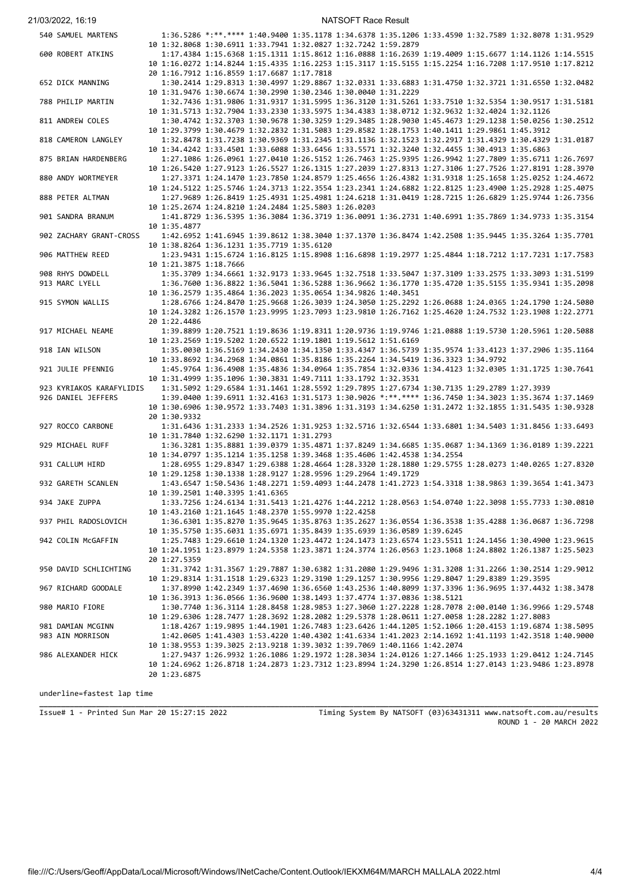```
540 SAMUEL MARTENS          1:36.5286 *:**.**** 1:40.9400 1:35.1178 1:34.6378 1:35.1206 1:33.4590 1:32.7589 1:32.8078 1:31.9529
                         10 1:32.8068 1:30.6911 1:33.7941 1:32.0827 1:32.7242 1:59.2879
600 ROBERT ATKINS           1:17.4384 1:15.6368 1:15.1311 1:15.8612 1:16.0888 1:16.2639 1:19.4009 1:15.6677 1:14.1126 1:14.5515
                         10 1:16.0272 1:14.8244 1:15.4335 1:16.2253 1:15.3117 1:15.5155 1:15.2254 1:16.7208 1:17.9510 1:17.8212
                         20 1:16.7912 1:16.8559 1:17.6687 1:17.7818
652 DICK MANNING            1:30.2414 1:29.8313 1:30.4997 1:29.8867 1:32.0331 1:33.6883 1:31.4750 1:32.3721 1:31.6550 1:32.0482
                         10 1:31.9476 1:30.6674 1:30.2990 1:30.2346 1:30.0040 1:31.2229
788 PHILIP MARTIN           1:32.7436 1:31.9806 1:31.9317 1:31.5995 1:36.3120 1:31.5261 1:33.7510 1:32.5354 1:30.9517 1:31.5181
                         10 1:31.5713 1:32.7904 1:33.2330 1:33.5975 1:34.4383 1:38.0712 1:32.9632 1:32.4024 1:32.1126
811 ANDREW COLES            1:30.4742 1:32.3703 1:30.9678 1:30.3259 1:29.3485 1:28.9030 1:45.4673 1:29.1238 1:50.0256 1:30.2512
                         10 1:29.3799 1:30.4679 1:32.2832 1:31.5083 1:29.8582 1:28.1753 1:40.1411 1:29.9861 1:45.3912
818 CAMERON LANGLEY         1:32.8478 1:31.7238 1:30.9369 1:31.2345 1:31.1136 1:32.1523 1:32.2917 1:31.4329 1:30.4329 1:31.0187
                         10 1:34.4242 1:33.4501 1:33.6088 1:33.6456 1:33.5571 1:32.3240 1:32.4455 1:30.4913 1:35.6863
875 BRIAN HARDENBERG        1:27.1086 1:26.0961 1:27.0410 1:26.5152 1:26.7463 1:25.9395 1:26.9942 1:27.7809 1:35.6711 1:26.7697
                         10 1:26.5420 1:27.9123 1:26.5527 1:26.1315 1:27.2039 1:27.8313 1:27.3106 1:27.7526 1:27.8191 1:28.3970
880 ANDY WORTMEYER          1:27.3371 1:24.1470 1:23.7850 1:24.8579 1:25.4656 1:26.4382 1:31.9318 1:25.1658 1:25.0252 1:24.4672
                         10 1:24.5122 1:25.5746 1:24.3713 1:22.3554 1:23.2341 1:24.6882 1:22.8125 1:23.4900 1:25.2928 1:25.4075
888 PETER ALTMAN            1:27.9689 1:26.8419 1:25.4931 1:25.4981 1:24.6218 1:31.0419 1:28.7215 1:26.6829 1:25.9744 1:26.7356
                         10 1:25.2674 1:24.8210 1:24.2484 1:25.5803 1:26.0203
901 SANDRA BRANUM           1:41.8729 1:36.5395 1:36.3084 1:36.3719 1:36.0091 1:36.2731 1:40.6991 1:35.7869 1:34.9733 1:35.3154
                         10 1:35.4877
902 ZACHARY GRANT-CROSS     1:42.6952 1:41.6945 1:39.8612 1:38.3040 1:37.1370 1:36.8474 1:42.2508 1:35.9445 1:35.3264 1:35.7701
                         10 1:38.8264 1:36.1231 1:35.7719 1:35.6120
906 MATTHEW REED            1:23.9431 1:15.6724 1:16.8125 1:15.8908 1:16.6898 1:19.2977 1:25.4844 1:18.7212 1:17.7231 1:17.7583
                         10 1:21.3875 1:18.7666
908 RHYS DOWDELL            1:35.3709 1:34.6661 1:32.9173 1:33.9645 1:32.7518 1:33.5047 1:37.3109 1:33.2575 1:33.3093 1:31.5199
913 MARC LYELL              1:36.7600 1:36.8822 1:36.5041 1:36.5288 1:36.9662 1:36.1770 1:35.4720 1:35.5155 1:35.9341 1:35.2098
                         10 1:36.2579 1:35.4864 1:36.2023 1:35.0654 1:34.9826 1:40.3451
915 SYMON WALLIS            1:28.6766 1:24.8470 1:25.9668 1:26.3039 1:24.3050 1:25.2292 1:26.0688 1:24.0365 1:24.1790 1:24.5080
                         10 1:24.3282 1:26.1570 1:23.9995 1:23.7093 1:23.9810 1:26.7162 1:25.4620 1:24.7532 1:23.1908 1:22.2771
                         20 1:22.4486
917 MICHAEL NEAME           1:39.8899 1:20.7521 1:19.8636 1:19.8311 1:20.9736 1:19.9746 1:21.0888 1:19.5730 1:20.5961 1:20.5088
                         10 1:23.2569 1:19.5202 1:20.6522 1:19.1801 1:19.5612 1:51.6169
918 IAN WILSON              1:35.0030 1:36.5169 1:34.2430 1:34.1350 1:33.4347 1:36.5739 1:35.9574 1:33.4123 1:37.2906 1:35.1164
                         10 1:33.8692 1:34.2968 1:34.0861 1:35.8186 1:35.2264 1:34.5419 1:36.3323 1:34.9792
921 JULIE PFENNIG           1:45.9764 1:36.4908 1:35.4836 1:34.0964 1:35.7854 1:32.0336 1:34.4123 1:32.0305 1:31.1725 1:30.7641
                         10 1:31.4999 1:35.1096 1:30.3831 1:49.7111 1:33.1792 1:32.3531
923 KYRIAKOS KARAFYLIDIS    1:31.5092 1:29.6584 1:31.1461 1:28.5592 1:29.7895 1:27.6734 1:30.7135 1:29.2789 1:27.3939
926 DANIEL JEFFERS          1:39.0400 1:39.6911 1:32.4163 1:31.5173 1:30.9026 *:**.**** 1:36.7450 1:34.3023 1:35.3674 1:37.1469
                         10 1:30.6906 1:30.9572 1:33.7403 1:31.3896 1:31.3193 1:34.6250 1:31.2472 1:32.1855 1:31.5435 1:30.9328
                         20 1:30.9332
927 ROCCO CARBONE           1:31.6436 1:31.2333 1:34.2526 1:31.9253 1:32.5716 1:32.6544 1:33.6801 1:34.5403 1:31.8456 1:33.6493
                         10 1:31.7840 1:32.6290 1:32.1171 1:31.2793
929 MICHAEL RUFF            1:36.3281 1:35.8881 1:39.0379 1:35.4871 1:37.8249 1:34.6685 1:35.0687 1:34.1369 1:36.0189 1:39.2221
                         10 1:34.0797 1:35.1214 1:35.1258 1:39.3468 1:35.4606 1:42.4538 1:34.2554
931 CALLUM HIRD             1:28.6955 1:29.8347 1:29.6388 1:28.4664 1:28.3320 1:28.1880 1:29.5755 1:28.0273 1:40.0265 1:27.8320
                         10 1:29.1258 1:30.1338 1:28.9127 1:28.9596 1:29.2964 1:49.1729
932 GARETH SCANLEN          1:43.6547 1:50.5436 1:48.2271 1:59.4093 1:44.2478 1:41.2723 1:54.3318 1:38.9863 1:39.3654 1:41.3473
                         10 1:39.2501 1:40.3395 1:41.6365
934 JAKE ZUPPA              1:33.7256 1:24.6134 1:31.5413 1:21.4276 1:44.2212 1:28.0563 1:54.0740 1:22.3098 1:55.7733 1:30.0810
                         10 1:43.2160 1:21.1645 1:48.2370 1:55.9970 1:22.4258
937 PHIL RADOSLOVICH        1:36.6301 1:35.8270 1:35.9645 1:35.8763 1:35.2627 1:36.0554 1:36.3538 1:35.4288 1:36.0687 1:36.7298
                         10 1:35.5750 1:35.6031 1:35.6971 1:35.8439 1:35.6939 1:36.0589 1:39.6245
942 COLIN McGAFFIN          1:25.7483 1:29.6610 1:24.1320 1:23.4472 1:24.1473 1:23.6574 1:23.5511 1:24.1456 1:30.4900 1:23.9615
                         10 1:24.1951 1:23.8979 1:24.5358 1:23.3871 1:24.3774 1:26.0563 1:23.1068 1:24.8802 1:26.1387 1:25.5023
                         20 1:27.5359
950 DAVID SCHLICHTING       1:31.3742 1:31.3567 1:29.7887 1:30.6382 1:31.2080 1:29.9496 1:31.3208 1:31.2266 1:30.2514 1:29.9012
                         10 1:29.8314 1:31.1518 1:29.6323 1:29.3190 1:29.1257 1:30.9956 1:29.8047 1:29.8389 1:29.3595
967 RICHARD GOODALE         1:37.8990 1:42.2349 1:37.4690 1:36.6560 1:43.2536 1:40.8099 1:37.3396 1:36.9695 1:37.4432 1:38.3478
                         10 1:36.3913 1:36.0566 1:36.9600 1:38.1493 1:37.4774 1:37.0836 1:38.5121
980 MARIO FIORE             1:30.7740 1:36.3114 1:28.8458 1:28.9853 1:27.3060 1:27.2228 1:28.7078 2:00.0140 1:36.9966 1:29.5748
                         10 1:29.6306 1:28.7477 1:28.3692 1:28.2082 1:29.5378 1:28.0611 1:27.0058 1:28.2282 1:27.8083
981 DAMIAN MCGINN           1:18.4267 1:19.9895 1:44.1901 1:26.7483 1:23.6426 1:44.1205 1:52.1066 1:20.4153 1:19.6874 1:38.5095
983 AIN MORRISON            1:42.0605 1:41.4303 1:53.4220 1:40.4302 1:41.6334 1:41.2023 2:14.1692 1:41.1193 1:42.3518 1:40.9000
                         10 1:38.9553 1:39.3025 2:13.9218 1:39.3032 1:39.7069 1:40.1166 1:42.2074
986 ALEXANDER HICK          1:27.9437 1:26.9932 1:26.1086 1:29.1972 1:28.3034 1:24.0126 1:27.1466 1:25.1933 1:29.0412 1:24.7145
                         10 1:24.6962 1:26.8718 1:24.2873 1:23.7312 1:23.8994 1:24.3290 1:26.8514 1:27.0143 1:23.9486 1:23.8978
                         20 1:23.6875
```

underline=fastest lap time

Issue# 1 - Printed Sun Mar 20 15:27:15 2022 Timing System By NATSOFT (03)63431311 www.natsoft.com.au/results
ROUND 1 - 20 MARCH 2022